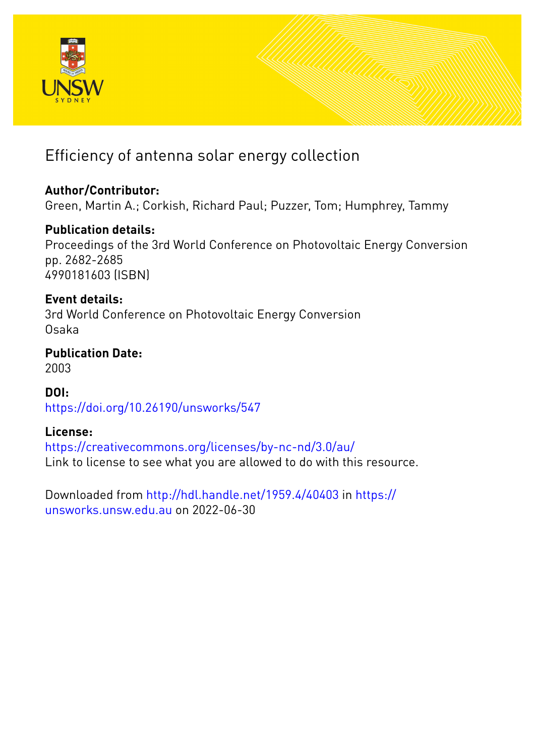# Efficiency of antenna solar energy collection

**Author/Contributor:**
Green, Martin A.; Corkish, Richard Paul; Puzzer, Tom; Humphrey, Tammy

**Publication details:**
Proceedings of the 3rd World Conference on Photovoltaic Energy Conversion
pp. 2682-2685
4990181603 (ISBN)

**Event details:**
3rd World Conference on Photovoltaic Energy Conversion
Osaka

**Publication Date:**
2003

**DOI:**
https://doi.org/10.26190/unsworks/547

**License:**
https://creativecommons.org/licenses/by-nc-nd/3.0/au/
Link to license to see what you are allowed to do with this resource.

Downloaded from http://hdl.handle.net/1959.4/40403 in https://unsworks.unsw.edu.au on 2022-06-30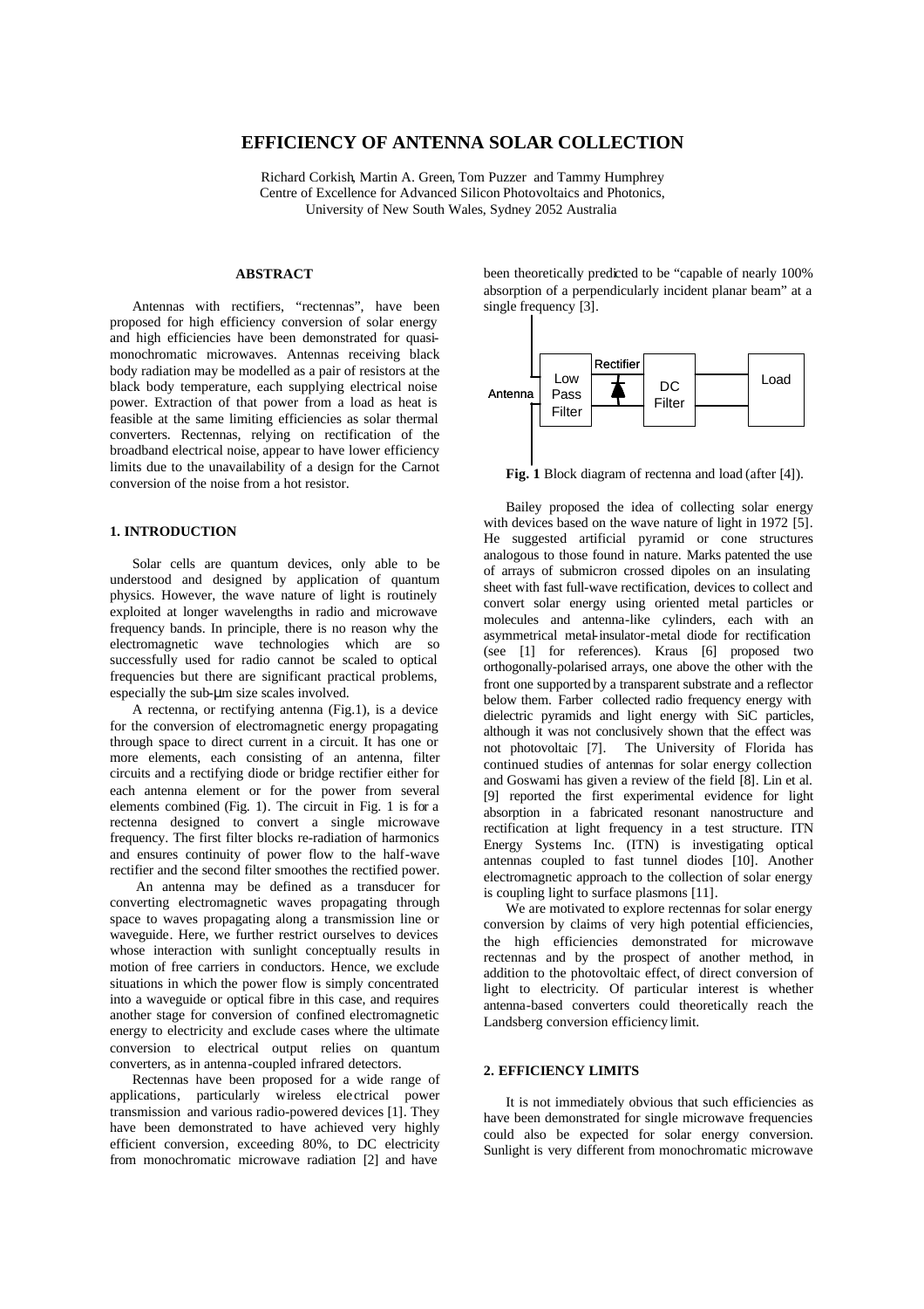# EFFICIENCY OF ANTENNA SOLAR COLLECTION

Richard Corkish, Martin A. Green, Tom Puzzer and Tammy Humphrey
Centre of Excellence for Advanced Silicon Photovoltaics and Photonics,
University of New South Wales, Sydney 2052 Australia

## ABSTRACT

Antennas with rectifiers, "rectennas", have been proposed for high efficiency conversion of solar energy and high efficiencies have been demonstrated for quasi-monochromatic microwaves. Antennas receiving black body radiation may be modelled as a pair of resistors at the black body temperature, each supplying electrical noise power. Extraction of that power from a load as heat is feasible at the same limiting efficiencies as solar thermal converters. Rectennas, relying on rectification of the broadband electrical noise, appear to have lower efficiency limits due to the unavailability of a design for the Carnot conversion of the noise from a hot resistor.

## 1. INTRODUCTION

Solar cells are quantum devices, only able to be understood and designed by application of quantum physics. However, the wave nature of light is routinely exploited at longer wavelengths in radio and microwave frequency bands. In principle, there is no reason why the electromagnetic wave technologies which are so successfully used for radio cannot be scaled to optical frequencies but there are significant practical problems, especially the sub-μm size scales involved.

A rectenna, or rectifying antenna (Fig.1), is a device for the conversion of electromagnetic energy propagating through space to direct current in a circuit. It has one or more elements, each consisting of an antenna, filter circuits and a rectifying diode or bridge rectifier either for each antenna element or for the power from several elements combined (Fig. 1). The circuit in Fig. 1 is for a rectenna designed to convert a single microwave frequency. The first filter blocks re-radiation of harmonics and ensures continuity of power flow to the half-wave rectifier and the second filter smoothes the rectified power.

An antenna may be defined as a transducer for converting electromagnetic waves propagating through space to waves propagating along a transmission line or waveguide. Here, we further restrict ourselves to devices whose interaction with sunlight conceptually results in motion of free carriers in conductors. Hence, we exclude situations in which the power flow is simply concentrated into a waveguide or optical fibre in this case, and requires another stage for conversion of confined electromagnetic energy to electricity and exclude cases where the ultimate conversion to electrical output relies on quantum converters, as in antenna-coupled infrared detectors.

Rectennas have been proposed for a wide range of applications, particularly wireless electrical power transmission and various radio-powered devices [1]. They have been demonstrated to have achieved very highly efficient conversion, exceeding 80%, to DC electricity from monochromatic microwave radiation [2] and have been theoretically predicted to be "capable of nearly 100% absorption of a perpendicularly incident planar beam" at a single frequency [3].

Antenna | Low Pass Filter | Rectifier | DC Filter | Load

**Fig. 1** Block diagram of rectenna and load (after [4]).

Bailey proposed the idea of collecting solar energy with devices based on the wave nature of light in 1972 [5]. He suggested artificial pyramid or cone structures analogous to those found in nature. Marks patented the use of arrays of submicron crossed dipoles on an insulating sheet with fast full-wave rectification, devices to collect and convert solar energy using oriented metal particles or molecules and antenna-like cylinders, each with an asymmetrical metal-insulator-metal diode for rectification (see [1] for references). Kraus [6] proposed two orthogonally-polarised arrays, one above the other with the front one supported by a transparent substrate and a reflector below them. Farber collected radio frequency energy with dielectric pyramids and light energy with SiC particles, although it was not conclusively shown that the effect was not photovoltaic [7]. The University of Florida has continued studies of antennas for solar energy collection and Goswami has given a review of the field [8]. Lin et al. [9] reported the first experimental evidence for light absorption in a fabricated resonant nanostructure and rectification at light frequency in a test structure. ITN Energy Systems Inc. (ITN) is investigating optical antennas coupled to fast tunnel diodes [10]. Another electromagnetic approach to the collection of solar energy is coupling light to surface plasmons [11].

We are motivated to explore rectennas for solar energy conversion by claims of very high potential efficiencies, the high efficiencies demonstrated for microwave rectennas and by the prospect of another method, in addition to the photovoltaic effect, of direct conversion of light to electricity. Of particular interest is whether antenna-based converters could theoretically reach the Landsberg conversion efficiency limit.

## 2. EFFICIENCY LIMITS

It is not immediately obvious that such efficiencies as have been demonstrated for single microwave frequencies could also be expected for solar energy conversion. Sunlight is very different from monochromatic microwave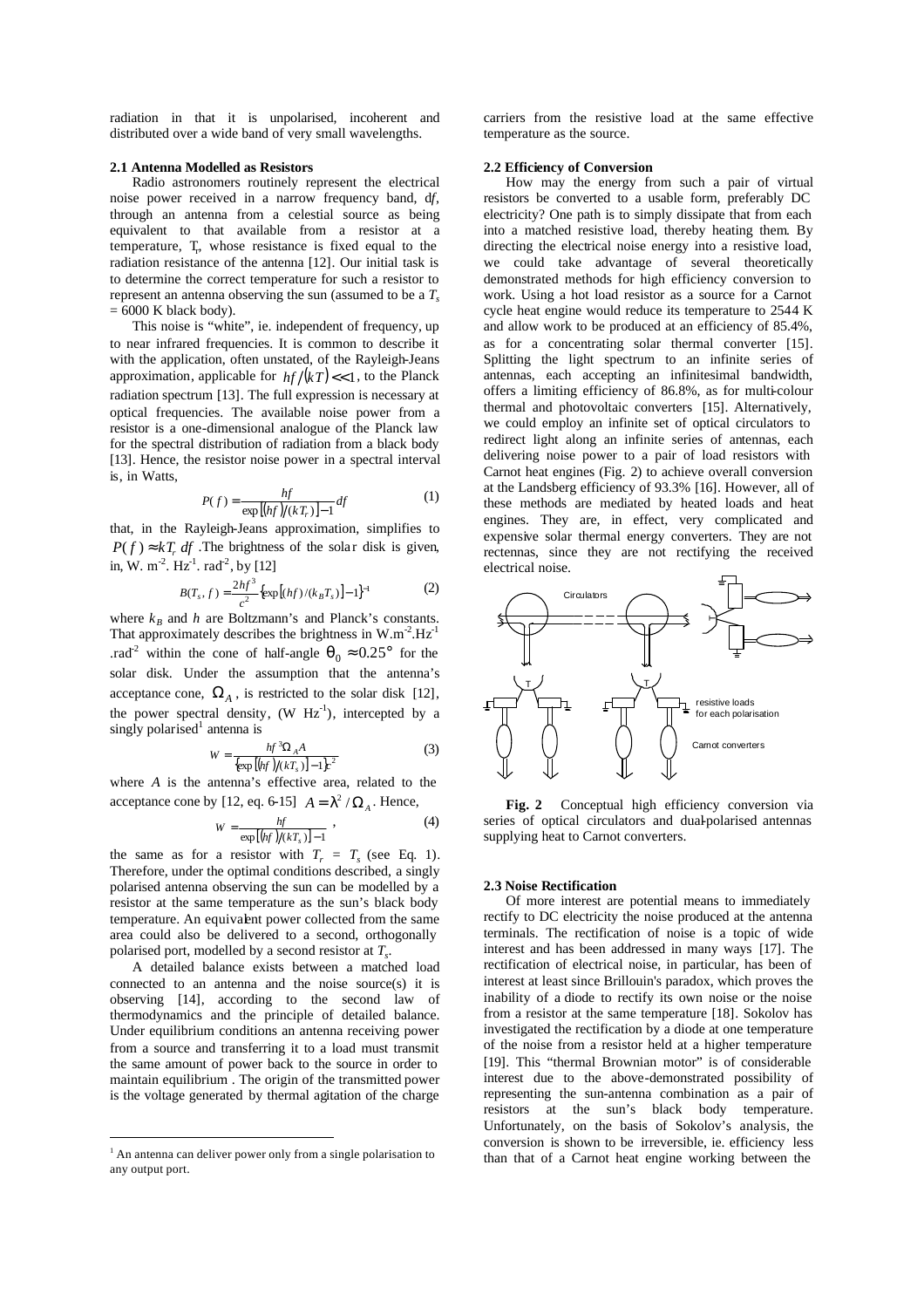radiation in that it is unpolarised, incoherent and distributed over a wide band of very small wavelengths.

### 2.1 Antenna Modelled as Resistors

Radio astronomers routinely represent the electrical noise power received in a narrow frequency band, d$f$, through an antenna from a celestial source as being equivalent to that available from a resistor at a temperature, $T_r$, whose resistance is fixed equal to the radiation resistance of the antenna [12]. Our initial task is to determine the correct temperature for such a resistor to represent an antenna observing the sun (assumed to be a $T_s = 6000$ K black body).

This noise is "white", ie. independent of frequency, up to near infrared frequencies. It is common to describe it with the application, often unstated, of the Rayleigh-Jeans approximation, applicable for $hf/(kT) << 1$, to the Planck radiation spectrum [13]. The full expression is necessary at optical frequencies. The available noise power from a resistor is a one-dimensional analogue of the Planck law for the spectral distribution of radiation from a black body [13]. Hence, the resistor noise power in a spectral interval is, in Watts,

$$P(f) = \frac{hf}{\exp[(hf)/(kT_r)] - 1} df \qquad (1)$$

that, in the Rayleigh-Jeans approximation, simplifies to $P(f) \approx kT_r\, df$. The brightness of the solar disk is given, in, W. m$^{-2}$. Hz$^{-1}$. rad$^{-2}$, by [12]

$$B(T_s, f) = \frac{2hf^3}{c^2}\{\exp[(hf)/(k_B T_s)] - 1\}^{-1} \qquad (2)$$

where $k_B$ and $h$ are Boltzmann's and Planck's constants. That approximately describes the brightness in W.m$^{-2}$.Hz$^{-1}$ .rad$^{-2}$ within the cone of half-angle $\theta_0 \approx 0.25°$ for the solar disk. Under the assumption that the antenna's acceptance cone, $\Omega_A$, is restricted to the solar disk [12], the power spectral density, (W Hz$^{-1}$), intercepted by a singly polarised[1] antenna is

$$W = \frac{hf^3 \Omega_A A}{\{\exp[(hf)/(kT_s)] - 1\}c^2} \qquad (3)$$

where $A$ is the antenna's effective area, related to the acceptance cone by [12, eq. 6-15] $A = \lambda^2 / \Omega_A$. Hence,

$$W = \frac{hf}{\exp[(hf)/(kT_s)] - 1}, \qquad (4)$$

the same as for a resistor with $T_r = T_s$ (see Eq. 1). Therefore, under the optimal conditions described, a singly polarised antenna observing the sun can be modelled by a resistor at the same temperature as the sun's black body temperature. An equivalent power collected from the same area could also be delivered to a second, orthogonally polarised port, modelled by a second resistor at $T_s$.

A detailed balance exists between a matched load connected to an antenna and the noise source(s) it is observing [14], according to the second law of thermodynamics and the principle of detailed balance. Under equilibrium conditions an antenna receiving power from a source and transferring it to a load must transmit the same amount of power back to the source in order to maintain equilibrium . The origin of the transmitted power is the voltage generated by thermal agitation of the charge carriers from the resistive load at the same effective temperature as the source.

### 2.2 Efficiency of Conversion

How may the energy from such a pair of virtual resistors be converted to a usable form, preferably DC electricity? One path is to simply dissipate that from each into a matched resistive load, thereby heating them. By directing the electrical noise energy into a resistive load, we could take advantage of several theoretically demonstrated methods for high efficiency conversion to work. Using a hot load resistor as a source for a Carnot cycle heat engine would reduce its temperature to 2544 K and allow work to be produced at an efficiency of 85.4%, as for a concentrating solar thermal converter [15]. Splitting the light spectrum to an infinite series of antennas, each accepting an infinitesimal bandwidth, offers a limiting efficiency of 86.8%, as for multi-colour thermal and photovoltaic converters [15]. Alternatively, we could employ an infinite set of optical circulators to redirect light along an infinite series of antennas, each delivering noise power to a pair of load resistors with Carnot heat engines (Fig. 2) to achieve overall conversion at the Landsberg efficiency of 93.3% [16]. However, all of these methods are mediated by heated loads and heat engines. They are, in effect, very complicated and expensive solar thermal energy converters. They are not rectennas, since they are not rectifying the received electrical noise.

**Fig. 2** Conceptual high efficiency conversion via series of optical circulators and dual-polarised antennas supplying heat to Carnot converters.

### 2.3 Noise Rectification

Of more interest are potential means to immediately rectify to DC electricity the noise produced at the antenna terminals. The rectification of noise is a topic of wide interest and has been addressed in many ways [17]. The rectification of electrical noise, in particular, has been of interest at least since Brillouin's paradox, which proves the inability of a diode to rectify its own noise or the noise from a resistor at the same temperature [18]. Sokolov has investigated the rectification by a diode at one temperature of the noise from a resistor held at a higher temperature [19]. This "thermal Brownian motor" is of considerable interest due to the above-demonstrated possibility of representing the sun-antenna combination as a pair of resistors at the sun's black body temperature. Unfortunately, on the basis of Sokolov's analysis, the conversion is shown to be irreversible, ie. efficiency less than that of a Carnot heat engine working between the

[1] An antenna can deliver power only from a single polarisation to any output port.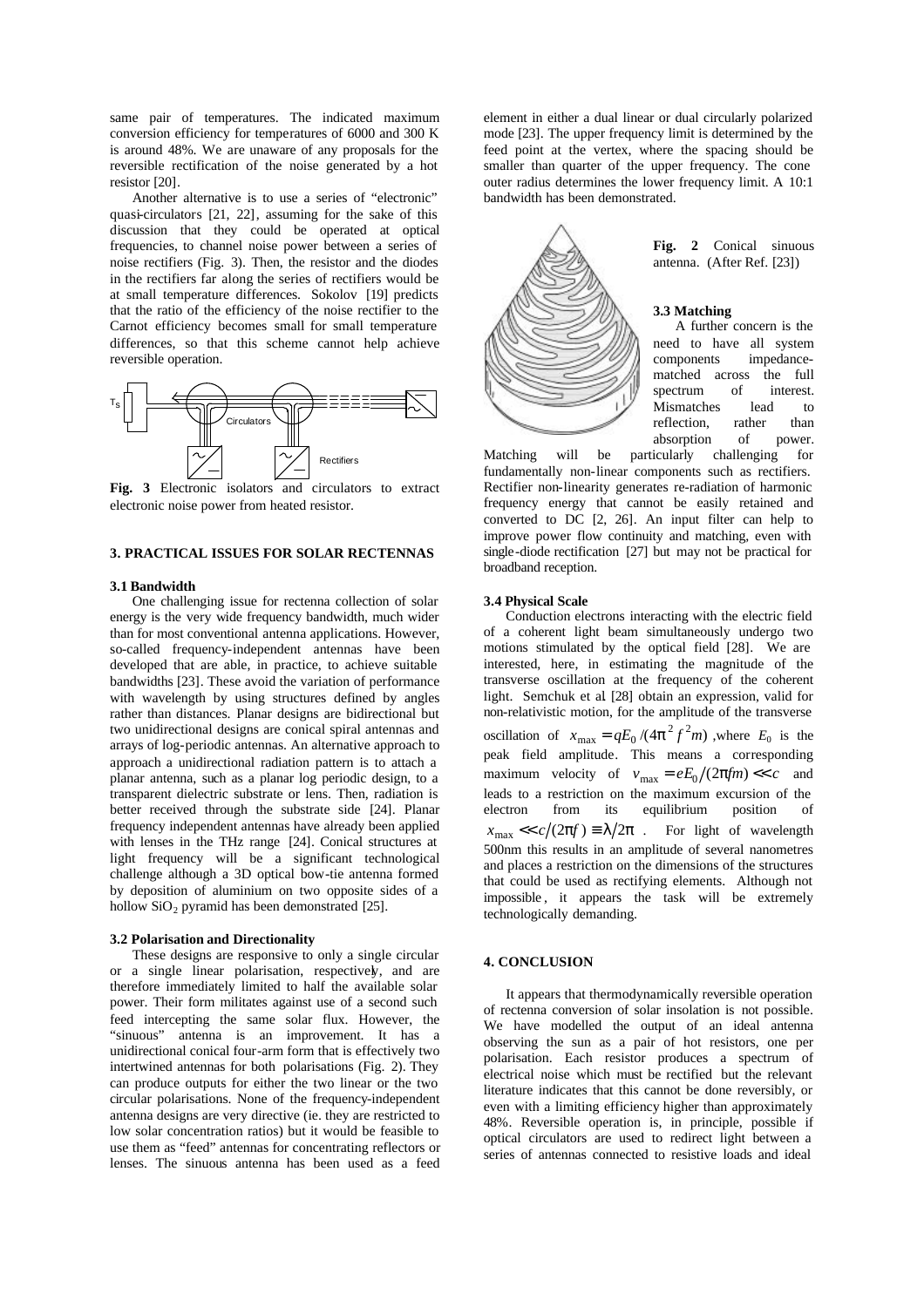same pair of temperatures. The indicated maximum conversion efficiency for temperatures of 6000 and 300 K is around 48%. We are unaware of any proposals for the reversible rectification of the noise generated by a hot resistor [20].

Another alternative is to use a series of "electronic" quasi-circulators [21, 22], assuming for the sake of this discussion that they could be operated at optical frequencies, to channel noise power between a series of noise rectifiers (Fig. 3). Then, the resistor and the diodes in the rectifiers far along the series of rectifiers would be at small temperature differences. Sokolov [19] predicts that the ratio of the efficiency of the noise rectifier to the Carnot efficiency becomes small for small temperature differences, so that this scheme cannot help achieve reversible operation.

**Fig. 3** Electronic isolators and circulators to extract electronic noise power from heated resistor.

## 3. PRACTICAL ISSUES FOR SOLAR RECTENNAS

### 3.1 Bandwidth

One challenging issue for rectenna collection of solar energy is the very wide frequency bandwidth, much wider than for most conventional antenna applications. However, so-called frequency-independent antennas have been developed that are able, in practice, to achieve suitable bandwidths [23]. These avoid the variation of performance with wavelength by using structures defined by angles rather than distances. Planar designs are bidirectional but two unidirectional designs are conical spiral antennas and arrays of log-periodic antennas. An alternative approach to approach a unidirectional radiation pattern is to attach a planar antenna, such as a planar log periodic design, to a transparent dielectric substrate or lens. Then, radiation is better received through the substrate side [24]. Planar frequency independent antennas have already been applied with lenses in the THz range [24]. Conical structures at light frequency will be a significant technological challenge although a 3D optical bow-tie antenna formed by deposition of aluminium on two opposite sides of a hollow $SiO_2$ pyramid has been demonstrated [25].

### 3.2 Polarisation and Directionality

These designs are responsive to only a single circular or a single linear polarisation, respectively, and are therefore immediately limited to half the available solar power. Their form militates against use of a second such feed intercepting the same solar flux. However, the "sinuous" antenna is an improvement. It has a unidirectional conical four-arm form that is effectively two intertwined antennas for both polarisations (Fig. 2). They can produce outputs for either the two linear or the two circular polarisations. None of the frequency-independent antenna designs are very directive (ie. they are restricted to low solar concentration ratios) but it would be feasible to use them as "feed" antennas for concentrating reflectors or lenses. The sinuous antenna has been used as a feed element in either a dual linear or dual circularly polarized mode [23]. The upper frequency limit is determined by the feed point at the vertex, where the spacing should be smaller than quarter of the upper frequency. The cone outer radius determines the lower frequency limit. A 10:1 bandwidth has been demonstrated.

**Fig. 2** Conical sinuous antenna. (After Ref. [23])

### 3.3 Matching

A further concern is the need to have all system components impedance-matched across the full spectrum of interest. Mismatches lead to reflection, rather than absorption of power. Matching will be particularly challenging for fundamentally non-linear components such as rectifiers. Rectifier non-linearity generates re-radiation of harmonic frequency energy that cannot be easily retained and converted to DC [2, 26]. An input filter can help to improve power flow continuity and matching, even with single-diode rectification [27] but may not be practical for broadband reception.

### 3.4 Physical Scale

Conduction electrons interacting with the electric field of a coherent light beam simultaneously undergo two motions stimulated by the optical field [28]. We are interested, here, in estimating the magnitude of the transverse oscillation at the frequency of the coherent light. Semchuk et al. [28] obtain an expression, valid for non-relativistic motion, for the amplitude of the transverse oscillation of $x_{\max} = qE_0/(4\pi^2 f^2 m)$, where $E_0$ is the peak field amplitude. This means a corresponding maximum velocity of $v_{\max} = eE_0/(2\pi f m) << c$ and leads to a restriction on the maximum excursion of the electron from its equilibrium position of $x_{\max} << c/(2\pi f) \equiv \lambda/2\pi$. For light of wavelength 500nm this results in an amplitude of several nanometres and places a restriction on the dimensions of the structures that could be used as rectifying elements. Although not impossible, it appears the task will be extremely technologically demanding.

## 4. CONCLUSION

It appears that thermodynamically reversible operation of rectenna conversion of solar insolation is not possible. We have modelled the output of an ideal antenna observing the sun as a pair of hot resistors, one per polarisation. Each resistor produces a spectrum of electrical noise which must be rectified but the relevant literature indicates that this cannot be done reversibly, or even with a limiting efficiency higher than approximately 48%. Reversible operation is, in principle, possible if optical circulators are used to redirect light between a series of antennas connected to resistive loads and ideal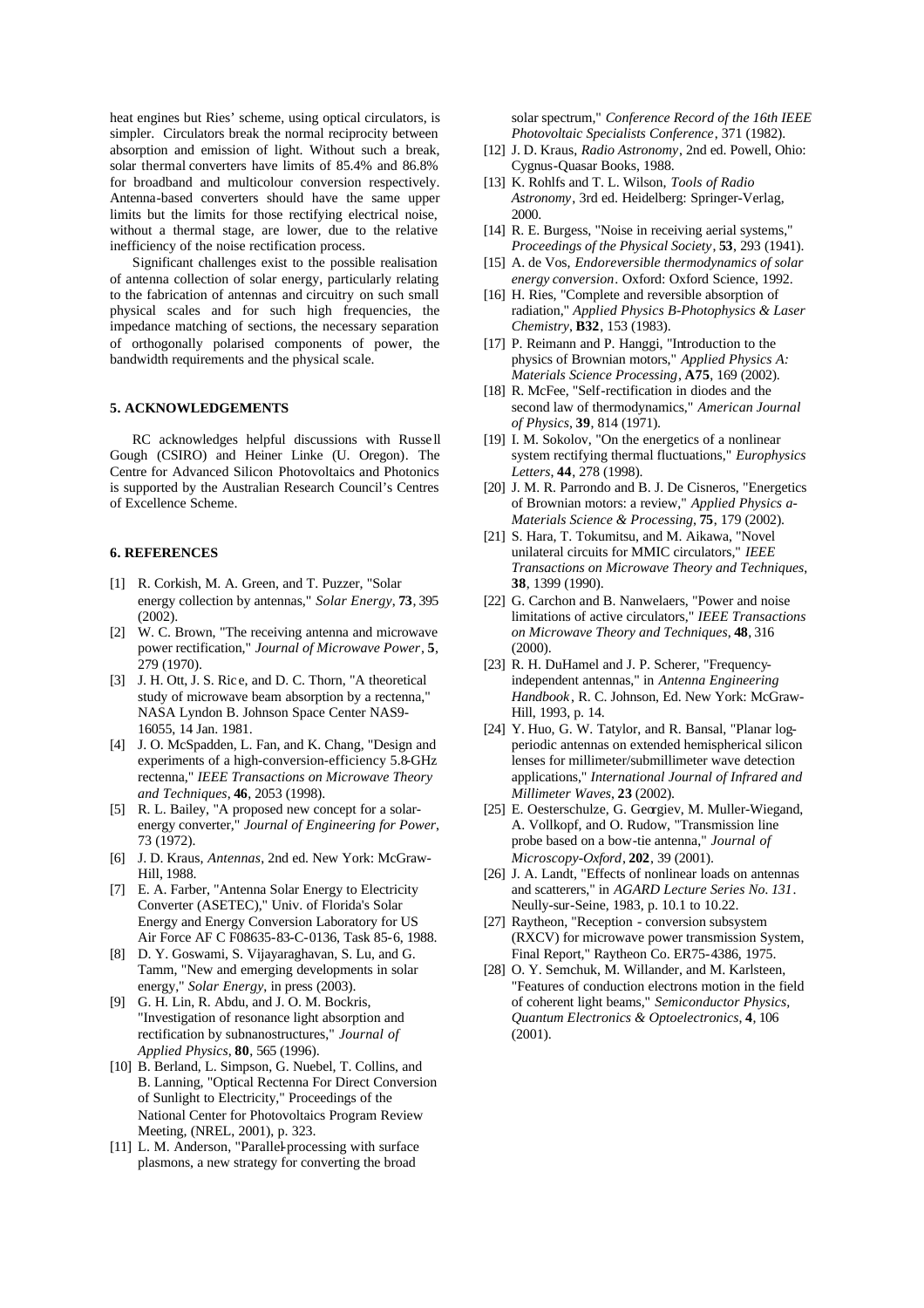heat engines but Ries' scheme, using optical circulators, is simpler. Circulators break the normal reciprocity between absorption and emission of light. Without such a break, solar thermal converters have limits of 85.4% and 86.8% for broadband and multicolour conversion respectively. Antenna-based converters should have the same upper limits but the limits for those rectifying electrical noise, without a thermal stage, are lower, due to the relative inefficiency of the noise rectification process.

Significant challenges exist to the possible realisation of antenna collection of solar energy, particularly relating to the fabrication of antennas and circuitry on such small physical scales and for such high frequencies, the impedance matching of sections, the necessary separation of orthogonally polarised components of power, the bandwidth requirements and the physical scale.

## 5. ACKNOWLEDGEMENTS

RC acknowledges helpful discussions with Russell Gough (CSIRO) and Heiner Linke (U. Oregon). The Centre for Advanced Silicon Photovoltaics and Photonics is supported by the Australian Research Council's Centres of Excellence Scheme.

## 6. REFERENCES

[1] R. Corkish, M. A. Green, and T. Puzzer, "Solar energy collection by antennas," *Solar Energy*, **73**, 395 (2002).

[2] W. C. Brown, "The receiving antenna and microwave power rectification," *Journal of Microwave Power*, **5**, 279 (1970).

[3] J. H. Ott, J. S. Rice, and D. C. Thorn, "A theoretical study of microwave beam absorption by a rectenna," NASA Lyndon B. Johnson Space Center NAS9-16055, 14 Jan. 1981.

[4] J. O. McSpadden, L. Fan, and K. Chang, "Design and experiments of a high-conversion-efficiency 5.8-GHz rectenna," *IEEE Transactions on Microwave Theory and Techniques*, **46**, 2053 (1998).

[5] R. L. Bailey, "A proposed new concept for a solar-energy converter," *Journal of Engineering for Power*, 73 (1972).

[6] J. D. Kraus, *Antennas*, 2nd ed. New York: McGraw-Hill, 1988.

[7] E. A. Farber, "Antenna Solar Energy to Electricity Converter (ASETEC)," Univ. of Florida's Solar Energy and Energy Conversion Laboratory for US Air Force AF C F08635-83-C-0136, Task 85-6, 1988.

[8] D. Y. Goswami, S. Vijayaraghavan, S. Lu, and G. Tamm, "New and emerging developments in solar energy," *Solar Energy*, in press (2003).

[9] G. H. Lin, R. Abdu, and J. O. M. Bockris, "Investigation of resonance light absorption and rectification by subnanostructures," *Journal of Applied Physics*, **80**, 565 (1996).

[10] B. Berland, L. Simpson, G. Nuebel, T. Collins, and B. Lanning, "Optical Rectenna For Direct Conversion of Sunlight to Electricity," Proceedings of the National Center for Photovoltaics Program Review Meeting, (NREL, 2001), p. 323.

[11] L. M. Anderson, "Parallel-processing with surface plasmons, a new strategy for converting the broad solar spectrum," *Conference Record of the 16th IEEE Photovoltaic Specialists Conference*, 371 (1982).

[12] J. D. Kraus, *Radio Astronomy*, 2nd ed. Powell, Ohio: Cygnus-Quasar Books, 1988.

[13] K. Rohlfs and T. L. Wilson, *Tools of Radio Astronomy*, 3rd ed. Heidelberg: Springer-Verlag, 2000.

[14] R. E. Burgess, "Noise in receiving aerial systems," *Proceedings of the Physical Society*, **53**, 293 (1941).

[15] A. de Vos, *Endoreversible thermodynamics of solar energy conversion*. Oxford: Oxford Science, 1992.

[16] H. Ries, "Complete and reversible absorption of radiation," *Applied Physics B-Photophysics & Laser Chemistry*, **B32**, 153 (1983).

[17] P. Reimann and P. Hanggi, "Introduction to the physics of Brownian motors," *Applied Physics A: Materials Science Processing*, **A75**, 169 (2002).

[18] R. McFee, "Self-rectification in diodes and the second law of thermodynamics," *American Journal of Physics*, **39**, 814 (1971).

[19] I. M. Sokolov, "On the energetics of a nonlinear system rectifying thermal fluctuations," *Europhysics Letters*, **44**, 278 (1998).

[20] J. M. R. Parrondo and B. J. De Cisneros, "Energetics of Brownian motors: a review," *Applied Physics a-Materials Science & Processing*, **75**, 179 (2002).

[21] S. Hara, T. Tokumitsu, and M. Aikawa, "Novel unilateral circuits for MMIC circulators," *IEEE Transactions on Microwave Theory and Techniques*, **38**, 1399 (1990).

[22] G. Carchon and B. Nanwelaers, "Power and noise limitations of active circulators," *IEEE Transactions on Microwave Theory and Techniques*, **48**, 316 (2000).

[23] R. H. DuHamel and J. P. Scherer, "Frequency-independent antennas," in *Antenna Engineering Handbook*, R. C. Johnson, Ed. New York: McGraw-Hill, 1993, p. 14.

[24] Y. Huo, G. W. Tatylor, and R. Bansal, "Planar log-periodic antennas on extended hemispherical silicon lenses for millimeter/submillimeter wave detection applications," *International Journal of Infrared and Millimeter Waves*, **23** (2002).

[25] E. Oesterschulze, G. Georgiev, M. Muller-Wiegand, A. Vollkopf, and O. Rudow, "Transmission line probe based on a bow-tie antenna," *Journal of Microscopy-Oxford*, **202**, 39 (2001).

[26] J. A. Landt, "Effects of nonlinear loads on antennas and scatterers," in *AGARD Lecture Series No. 131*. Neully-sur-Seine, 1983, p. 10.1 to 10.22.

[27] Raytheon, "Reception - conversion subsystem (RXCV) for microwave power transmission System, Final Report," Raytheon Co. ER75-4386, 1975.

[28] O. Y. Semchuk, M. Willander, and M. Karlsteen, "Features of conduction electrons motion in the field of coherent light beams," *Semiconductor Physics, Quantum Electronics & Optoelectronics*, **4**, 106 (2001).